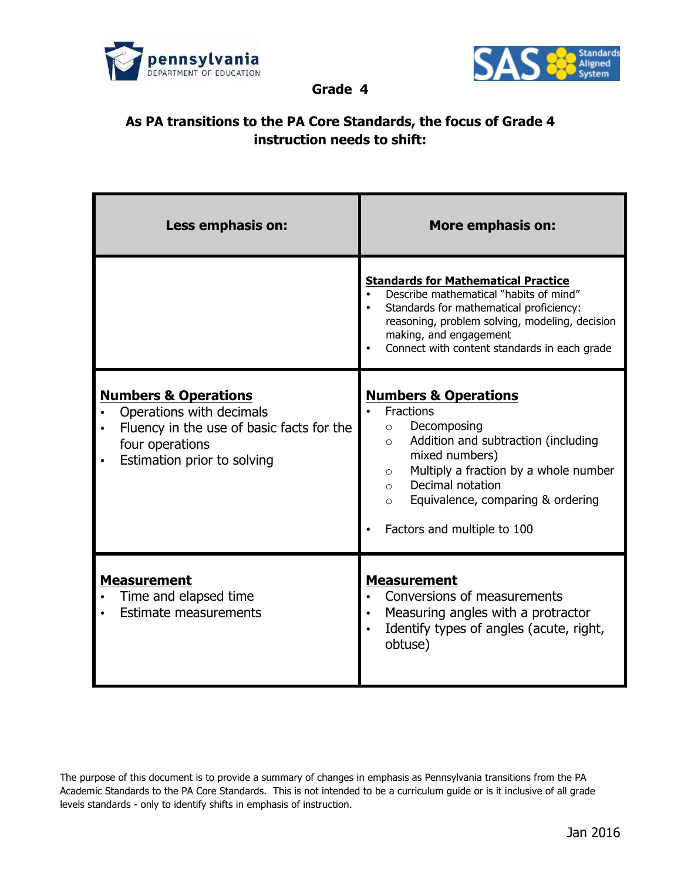## Grade 4

### As PA transitions to the PA Core Standards, the focus of Grade 4 instruction needs to shift:

| Less emphasis on: | More emphasis on: |
| --- | --- |
| | **Standards for Mathematical Practice**<br>• Describe mathematical "habits of mind"<br>• Standards for mathematical proficiency: reasoning, problem solving, modeling, decision making, and engagement<br>• Connect with content standards in each grade |
| **Numbers & Operations**<br>• Operations with decimals<br>• Fluency in the use of basic facts for the four operations<br>• Estimation prior to solving | **Numbers & Operations**<br>• Fractions<br>○ Decomposing<br>○ Addition and subtraction (including mixed numbers)<br>○ Multiply a fraction by a whole number<br>○ Decimal notation<br>○ Equivalence, comparing & ordering<br>• Factors and multiple to 100 |
| **Measurement**<br>• Time and elapsed time<br>• Estimate measurements | **Measurement**<br>• Conversions of measurements<br>• Measuring angles with a protractor<br>• Identify types of angles (acute, right, obtuse) |

The purpose of this document is to provide a summary of changes in emphasis as Pennsylvania transitions from the PA Academic Standards to the PA Core Standards. This is not intended to be a curriculum guide or is it inclusive of all grade levels standards - only to identify shifts in emphasis of instruction.

Jan 2016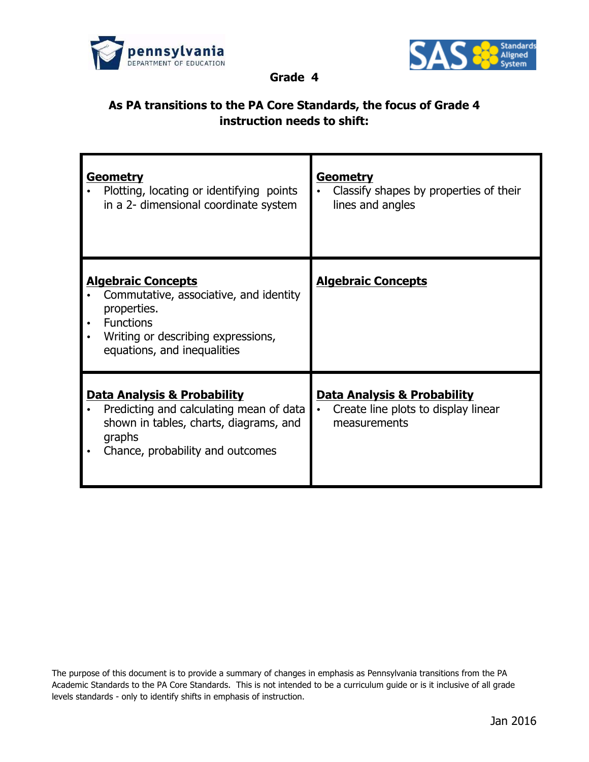**Grade 4**

**As PA transitions to the PA Core Standards, the focus of Grade 4 instruction needs to shift:**

| | |
|---|---|
| **Geometry**<br>• Plotting, locating or identifying points in a 2- dimensional coordinate system | **Geometry**<br>• Classify shapes by properties of their lines and angles |
| **Algebraic Concepts**<br>• Commutative, associative, and identity properties.<br>• Functions<br>• Writing or describing expressions, equations, and inequalities | **Algebraic Concepts** |
| **Data Analysis & Probability**<br>• Predicting and calculating mean of data shown in tables, charts, diagrams, and graphs<br>• Chance, probability and outcomes | **Data Analysis & Probability**<br>• Create line plots to display linear measurements |

The purpose of this document is to provide a summary of changes in emphasis as Pennsylvania transitions from the PA Academic Standards to the PA Core Standards. This is not intended to be a curriculum guide or is it inclusive of all grade levels standards - only to identify shifts in emphasis of instruction.

Jan 2016